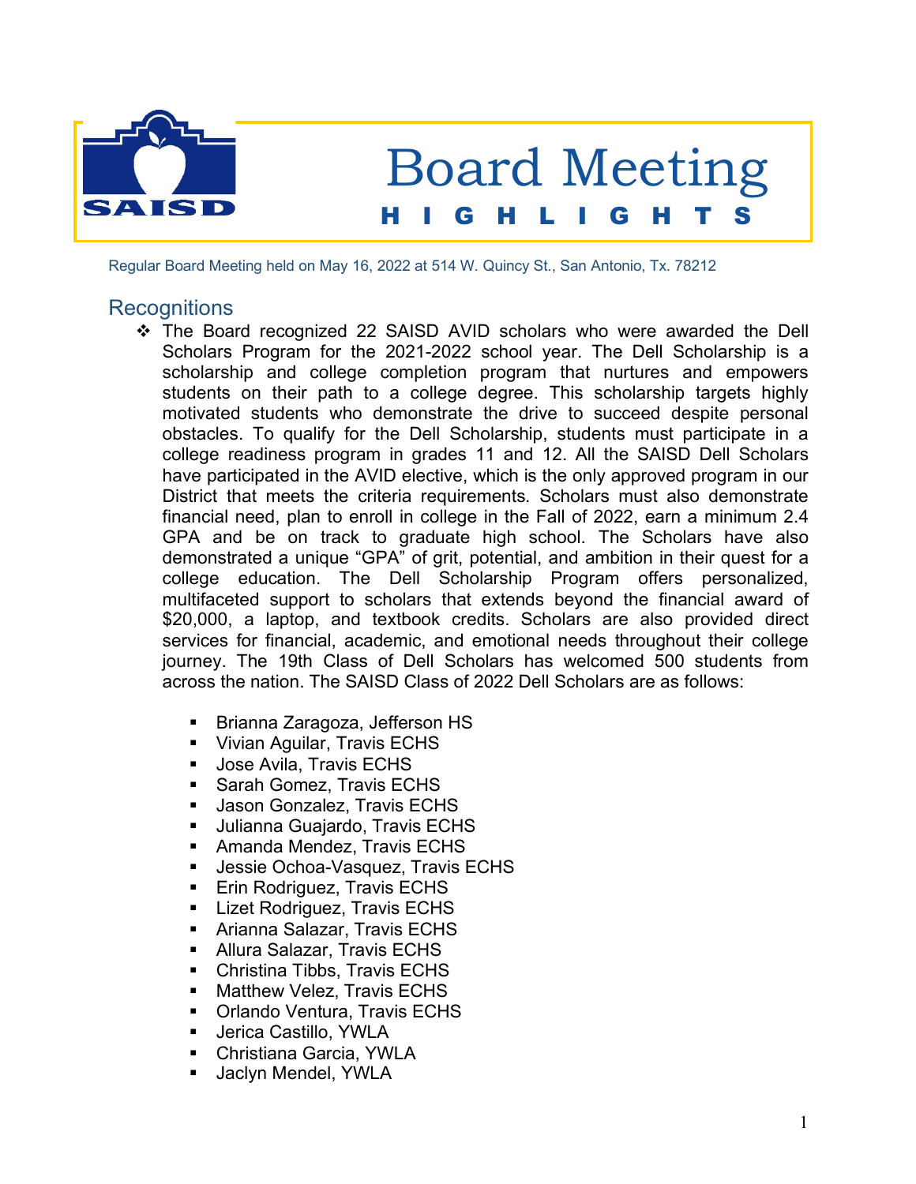# Board Meeting HIGHLIGHTS

Regular Board Meeting held on May 16, 2022 at 514 W. Quincy St., San Antonio, Tx. 78212

## Recognitions

- The Board recognized 22 SAISD AVID scholars who were awarded the Dell Scholars Program for the 2021-2022 school year. The Dell Scholarship is a scholarship and college completion program that nurtures and empowers students on their path to a college degree. This scholarship targets highly motivated students who demonstrate the drive to succeed despite personal obstacles. To qualify for the Dell Scholarship, students must participate in a college readiness program in grades 11 and 12. All the SAISD Dell Scholars have participated in the AVID elective, which is the only approved program in our District that meets the criteria requirements. Scholars must also demonstrate financial need, plan to enroll in college in the Fall of 2022, earn a minimum 2.4 GPA and be on track to graduate high school. The Scholars have also demonstrated a unique "GPA" of grit, potential, and ambition in their quest for a college education. The Dell Scholarship Program offers personalized, multifaceted support to scholars that extends beyond the financial award of $20,000, a laptop, and textbook credits. Scholars are also provided direct services for financial, academic, and emotional needs throughout their college journey. The 19th Class of Dell Scholars has welcomed 500 students from across the nation. The SAISD Class of 2022 Dell Scholars are as follows:

  - Brianna Zaragoza, Jefferson HS
  - Vivian Aguilar, Travis ECHS
  - Jose Avila, Travis ECHS
  - Sarah Gomez, Travis ECHS
  - Jason Gonzalez, Travis ECHS
  - Julianna Guajardo, Travis ECHS
  - Amanda Mendez, Travis ECHS
  - Jessie Ochoa-Vasquez, Travis ECHS
  - Erin Rodriguez, Travis ECHS
  - Lizet Rodriguez, Travis ECHS
  - Arianna Salazar, Travis ECHS
  - Allura Salazar, Travis ECHS
  - Christina Tibbs, Travis ECHS
  - Matthew Velez, Travis ECHS
  - Orlando Ventura, Travis ECHS
  - Jerica Castillo, YWLA
  - Christiana Garcia, YWLA
  - Jaclyn Mendel, YWLA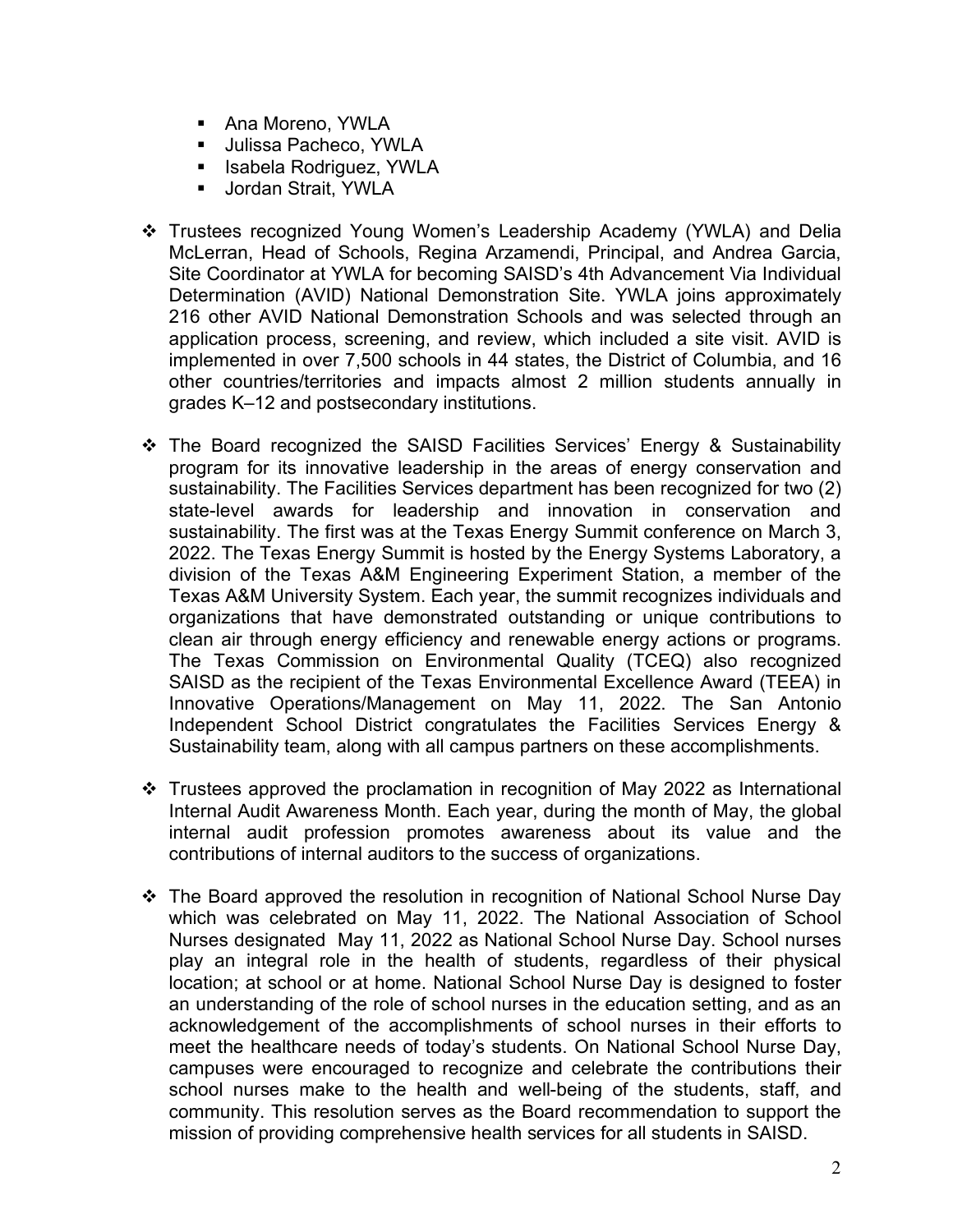- Ana Moreno, YWLA
  - Julissa Pacheco, YWLA
  - Isabela Rodriguez, YWLA
  - Jordan Strait, YWLA

- Trustees recognized Young Women's Leadership Academy (YWLA) and Delia McLerran, Head of Schools, Regina Arzamendi, Principal, and Andrea Garcia, Site Coordinator at YWLA for becoming SAISD's 4th Advancement Via Individual Determination (AVID) National Demonstration Site. YWLA joins approximately 216 other AVID National Demonstration Schools and was selected through an application process, screening, and review, which included a site visit. AVID is implemented in over 7,500 schools in 44 states, the District of Columbia, and 16 other countries/territories and impacts almost 2 million students annually in grades K–12 and postsecondary institutions.

- The Board recognized the SAISD Facilities Services' Energy & Sustainability program for its innovative leadership in the areas of energy conservation and sustainability. The Facilities Services department has been recognized for two (2) state-level awards for leadership and innovation in conservation and sustainability. The first was at the Texas Energy Summit conference on March 3, 2022. The Texas Energy Summit is hosted by the Energy Systems Laboratory, a division of the Texas A&M Engineering Experiment Station, a member of the Texas A&M University System. Each year, the summit recognizes individuals and organizations that have demonstrated outstanding or unique contributions to clean air through energy efficiency and renewable energy actions or programs. The Texas Commission on Environmental Quality (TCEQ) also recognized SAISD as the recipient of the Texas Environmental Excellence Award (TEEA) in Innovative Operations/Management on May 11, 2022. The San Antonio Independent School District congratulates the Facilities Services Energy & Sustainability team, along with all campus partners on these accomplishments.

- Trustees approved the proclamation in recognition of May 2022 as International Internal Audit Awareness Month. Each year, during the month of May, the global internal audit profession promotes awareness about its value and the contributions of internal auditors to the success of organizations.

- The Board approved the resolution in recognition of National School Nurse Day which was celebrated on May 11, 2022. The National Association of School Nurses designated May 11, 2022 as National School Nurse Day. School nurses play an integral role in the health of students, regardless of their physical location; at school or at home. National School Nurse Day is designed to foster an understanding of the role of school nurses in the education setting, and as an acknowledgement of the accomplishments of school nurses in their efforts to meet the healthcare needs of today's students. On National School Nurse Day, campuses were encouraged to recognize and celebrate the contributions their school nurses make to the health and well-being of the students, staff, and community. This resolution serves as the Board recommendation to support the mission of providing comprehensive health services for all students in SAISD.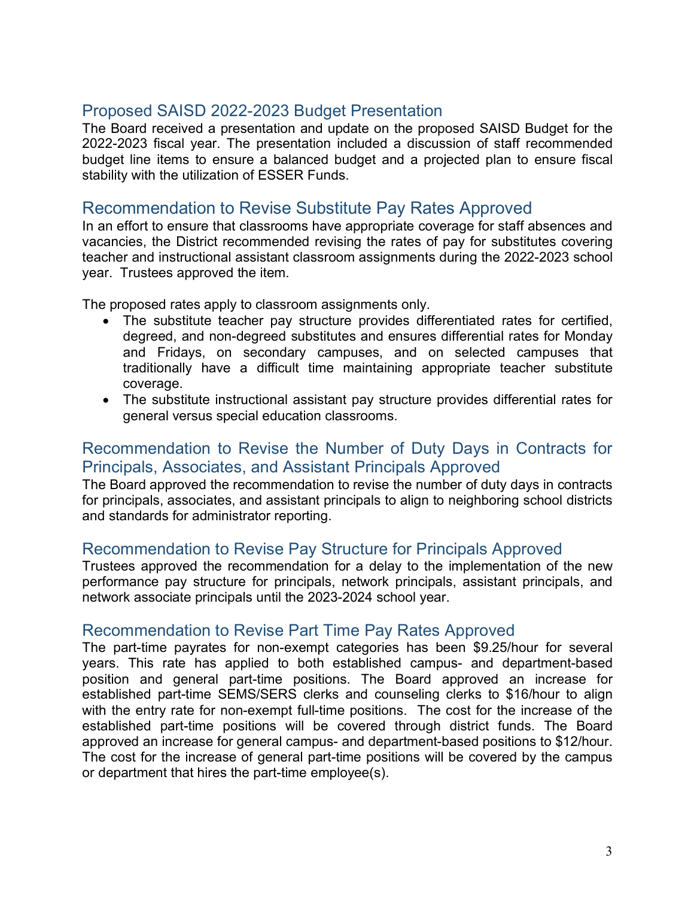## Proposed SAISD 2022-2023 Budget Presentation

The Board received a presentation and update on the proposed SAISD Budget for the 2022-2023 fiscal year. The presentation included a discussion of staff recommended budget line items to ensure a balanced budget and a projected plan to ensure fiscal stability with the utilization of ESSER Funds.

## Recommendation to Revise Substitute Pay Rates Approved

In an effort to ensure that classrooms have appropriate coverage for staff absences and vacancies, the District recommended revising the rates of pay for substitutes covering teacher and instructional assistant classroom assignments during the 2022-2023 school year. Trustees approved the item.

The proposed rates apply to classroom assignments only.

- The substitute teacher pay structure provides differentiated rates for certified, degreed, and non-degreed substitutes and ensures differential rates for Monday and Fridays, on secondary campuses, and on selected campuses that traditionally have a difficult time maintaining appropriate teacher substitute coverage.
- The substitute instructional assistant pay structure provides differential rates for general versus special education classrooms.

## Recommendation to Revise the Number of Duty Days in Contracts for Principals, Associates, and Assistant Principals Approved

The Board approved the recommendation to revise the number of duty days in contracts for principals, associates, and assistant principals to align to neighboring school districts and standards for administrator reporting.

## Recommendation to Revise Pay Structure for Principals Approved

Trustees approved the recommendation for a delay to the implementation of the new performance pay structure for principals, network principals, assistant principals, and network associate principals until the 2023-2024 school year.

## Recommendation to Revise Part Time Pay Rates Approved

The part-time payrates for non-exempt categories has been $9.25/hour for several years. This rate has applied to both established campus- and department-based position and general part-time positions. The Board approved an increase for established part-time SEMS/SERS clerks and counseling clerks to $16/hour to align with the entry rate for non-exempt full-time positions. The cost for the increase of the established part-time positions will be covered through district funds. The Board approved an increase for general campus- and department-based positions to $12/hour. The cost for the increase of general part-time positions will be covered by the campus or department that hires the part-time employee(s).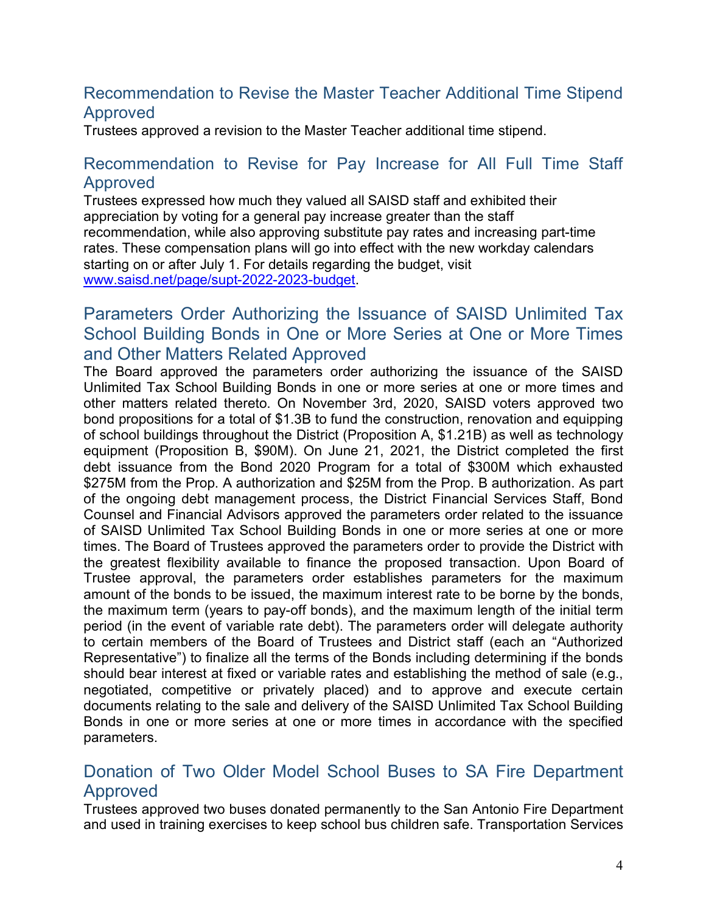## Recommendation to Revise the Master Teacher Additional Time Stipend Approved

Trustees approved a revision to the Master Teacher additional time stipend.

## Recommendation to Revise for Pay Increase for All Full Time Staff Approved

Trustees expressed how much they valued all SAISD staff and exhibited their appreciation by voting for a general pay increase greater than the staff recommendation, while also approving substitute pay rates and increasing part-time rates. These compensation plans will go into effect with the new workday calendars starting on or after July 1. For details regarding the budget, visit [www.saisd.net/page/supt-2022-2023-budget](www.saisd.net/page/supt-2022-2023-budget).

## Parameters Order Authorizing the Issuance of SAISD Unlimited Tax School Building Bonds in One or More Series at One or More Times and Other Matters Related Approved

The Board approved the parameters order authorizing the issuance of the SAISD Unlimited Tax School Building Bonds in one or more series at one or more times and other matters related thereto. On November 3rd, 2020, SAISD voters approved two bond propositions for a total of $1.3B to fund the construction, renovation and equipping of school buildings throughout the District (Proposition A, $1.21B) as well as technology equipment (Proposition B, $90M). On June 21, 2021, the District completed the first debt issuance from the Bond 2020 Program for a total of $300M which exhausted $275M from the Prop. A authorization and $25M from the Prop. B authorization. As part of the ongoing debt management process, the District Financial Services Staff, Bond Counsel and Financial Advisors approved the parameters order related to the issuance of SAISD Unlimited Tax School Building Bonds in one or more series at one or more times. The Board of Trustees approved the parameters order to provide the District with the greatest flexibility available to finance the proposed transaction. Upon Board of Trustee approval, the parameters order establishes parameters for the maximum amount of the bonds to be issued, the maximum interest rate to be borne by the bonds, the maximum term (years to pay-off bonds), and the maximum length of the initial term period (in the event of variable rate debt). The parameters order will delegate authority to certain members of the Board of Trustees and District staff (each an "Authorized Representative") to finalize all the terms of the Bonds including determining if the bonds should bear interest at fixed or variable rates and establishing the method of sale (e.g., negotiated, competitive or privately placed) and to approve and execute certain documents relating to the sale and delivery of the SAISD Unlimited Tax School Building Bonds in one or more series at one or more times in accordance with the specified parameters.

## Donation of Two Older Model School Buses to SA Fire Department Approved

Trustees approved two buses donated permanently to the San Antonio Fire Department and used in training exercises to keep school bus children safe. Transportation Services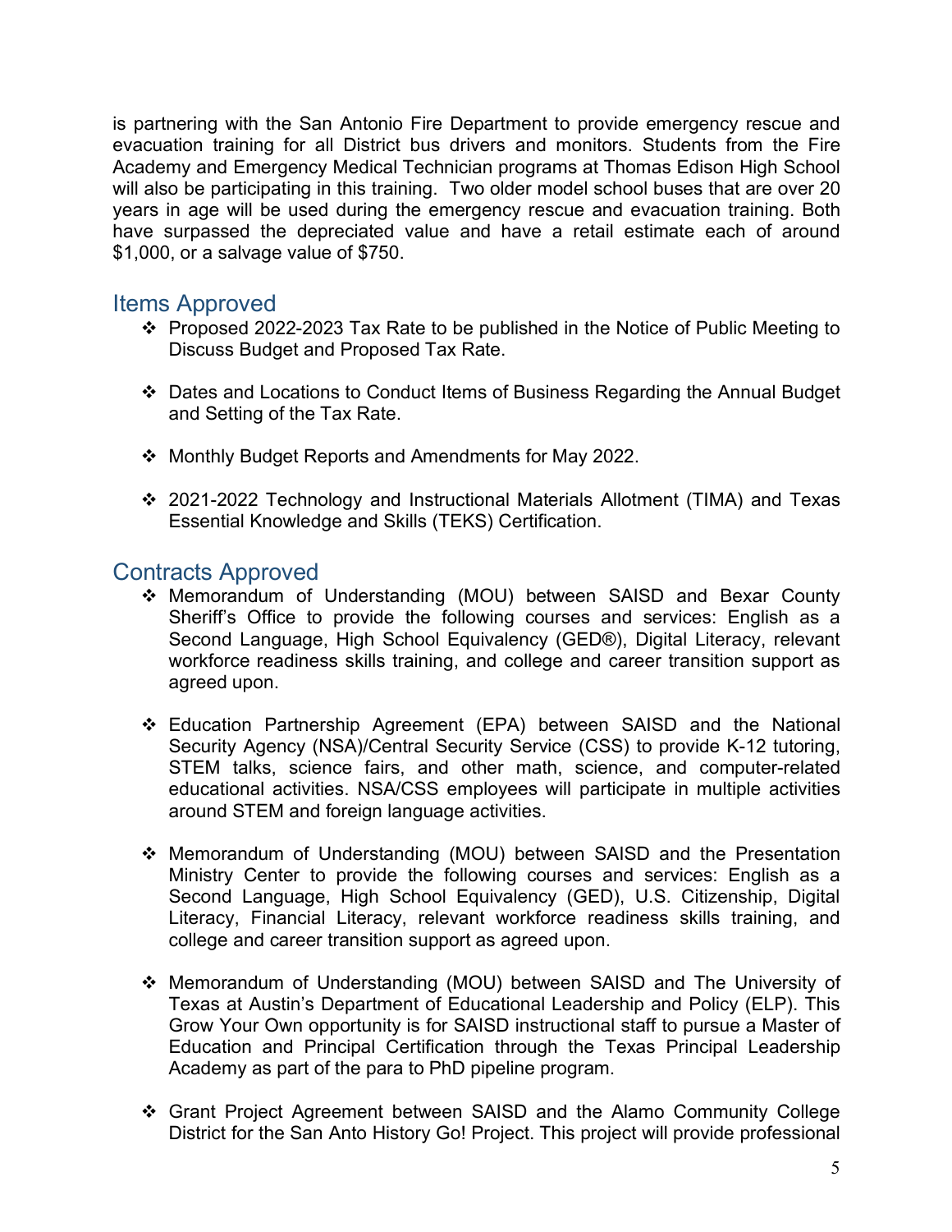is partnering with the San Antonio Fire Department to provide emergency rescue and evacuation training for all District bus drivers and monitors. Students from the Fire Academy and Emergency Medical Technician programs at Thomas Edison High School will also be participating in this training. Two older model school buses that are over 20 years in age will be used during the emergency rescue and evacuation training. Both have surpassed the depreciated value and have a retail estimate each of around $1,000, or a salvage value of $750.

## Items Approved

- ❖ Proposed 2022-2023 Tax Rate to be published in the Notice of Public Meeting to Discuss Budget and Proposed Tax Rate.

- ❖ Dates and Locations to Conduct Items of Business Regarding the Annual Budget and Setting of the Tax Rate.

- ❖ Monthly Budget Reports and Amendments for May 2022.

- ❖ 2021-2022 Technology and Instructional Materials Allotment (TIMA) and Texas Essential Knowledge and Skills (TEKS) Certification.

## Contracts Approved

- ❖ Memorandum of Understanding (MOU) between SAISD and Bexar County Sheriff's Office to provide the following courses and services: English as a Second Language, High School Equivalency (GED®), Digital Literacy, relevant workforce readiness skills training, and college and career transition support as agreed upon.

- ❖ Education Partnership Agreement (EPA) between SAISD and the National Security Agency (NSA)/Central Security Service (CSS) to provide K-12 tutoring, STEM talks, science fairs, and other math, science, and computer-related educational activities. NSA/CSS employees will participate in multiple activities around STEM and foreign language activities.

- ❖ Memorandum of Understanding (MOU) between SAISD and the Presentation Ministry Center to provide the following courses and services: English as a Second Language, High School Equivalency (GED), U.S. Citizenship, Digital Literacy, Financial Literacy, relevant workforce readiness skills training, and college and career transition support as agreed upon.

- ❖ Memorandum of Understanding (MOU) between SAISD and The University of Texas at Austin's Department of Educational Leadership and Policy (ELP). This Grow Your Own opportunity is for SAISD instructional staff to pursue a Master of Education and Principal Certification through the Texas Principal Leadership Academy as part of the para to PhD pipeline program.

- ❖ Grant Project Agreement between SAISD and the Alamo Community College District for the San Anto History Go! Project. This project will provide professional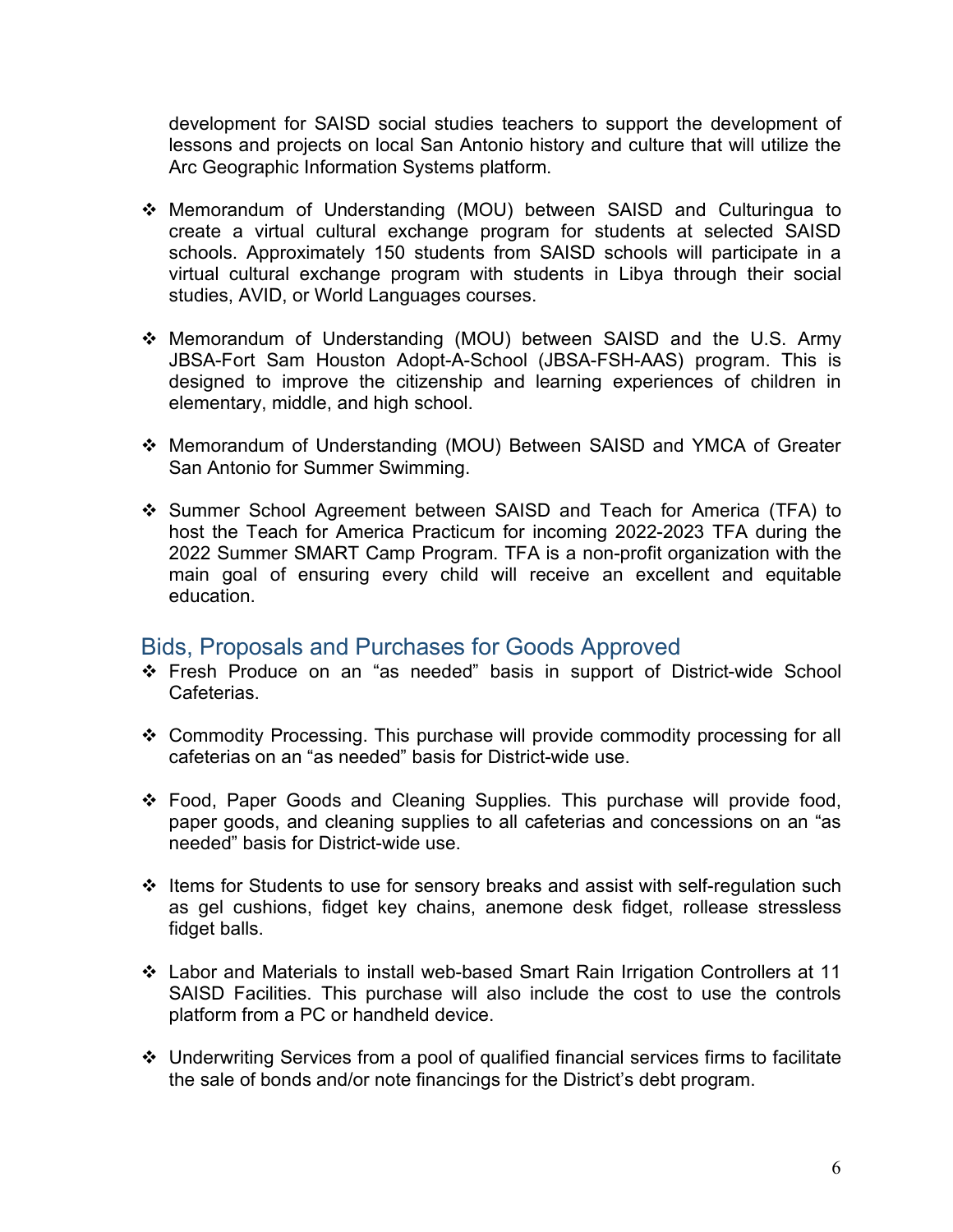development for SAISD social studies teachers to support the development of lessons and projects on local San Antonio history and culture that will utilize the Arc Geographic Information Systems platform.

- Memorandum of Understanding (MOU) between SAISD and Culturingua to create a virtual cultural exchange program for students at selected SAISD schools. Approximately 150 students from SAISD schools will participate in a virtual cultural exchange program with students in Libya through their social studies, AVID, or World Languages courses.

- Memorandum of Understanding (MOU) between SAISD and the U.S. Army JBSA-Fort Sam Houston Adopt-A-School (JBSA-FSH-AAS) program. This is designed to improve the citizenship and learning experiences of children in elementary, middle, and high school.

- Memorandum of Understanding (MOU) Between SAISD and YMCA of Greater San Antonio for Summer Swimming.

- Summer School Agreement between SAISD and Teach for America (TFA) to host the Teach for America Practicum for incoming 2022-2023 TFA during the 2022 Summer SMART Camp Program. TFA is a non-profit organization with the main goal of ensuring every child will receive an excellent and equitable education.

## Bids, Proposals and Purchases for Goods Approved

- Fresh Produce on an "as needed" basis in support of District-wide School Cafeterias.

- Commodity Processing. This purchase will provide commodity processing for all cafeterias on an "as needed" basis for District-wide use.

- Food, Paper Goods and Cleaning Supplies. This purchase will provide food, paper goods, and cleaning supplies to all cafeterias and concessions on an "as needed" basis for District-wide use.

- Items for Students to use for sensory breaks and assist with self-regulation such as gel cushions, fidget key chains, anemone desk fidget, rollease stressless fidget balls.

- Labor and Materials to install web-based Smart Rain Irrigation Controllers at 11 SAISD Facilities. This purchase will also include the cost to use the controls platform from a PC or handheld device.

- Underwriting Services from a pool of qualified financial services firms to facilitate the sale of bonds and/or note financings for the District's debt program.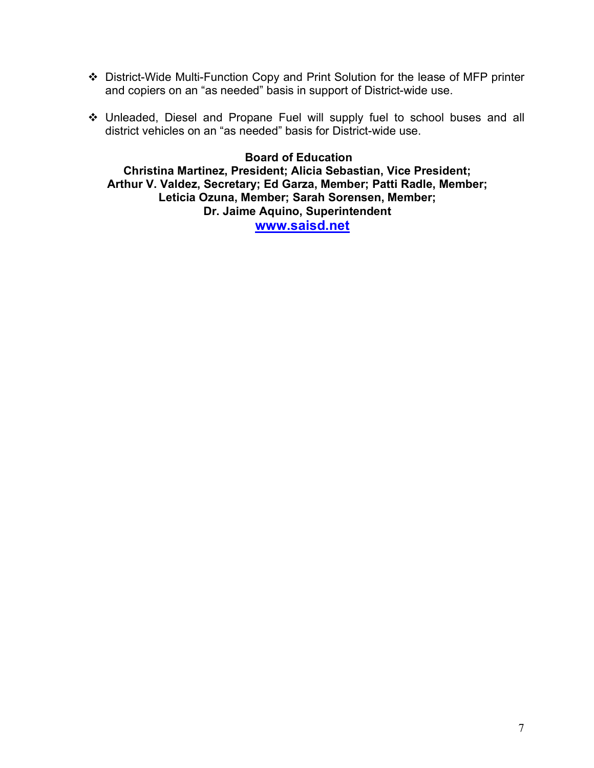- District-Wide Multi-Function Copy and Print Solution for the lease of MFP printer and copiers on an "as needed" basis in support of District-wide use.

- Unleaded, Diesel and Propane Fuel will supply fuel to school buses and all district vehicles on an "as needed" basis for District-wide use.

**Board of Education**
**Christina Martinez, President; Alicia Sebastian, Vice President;**
**Arthur V. Valdez, Secretary; Ed Garza, Member; Patti Radle, Member;**
**Leticia Ozuna, Member; Sarah Sorensen, Member;**
**Dr. Jaime Aquino, Superintendent**
**www.saisd.net**